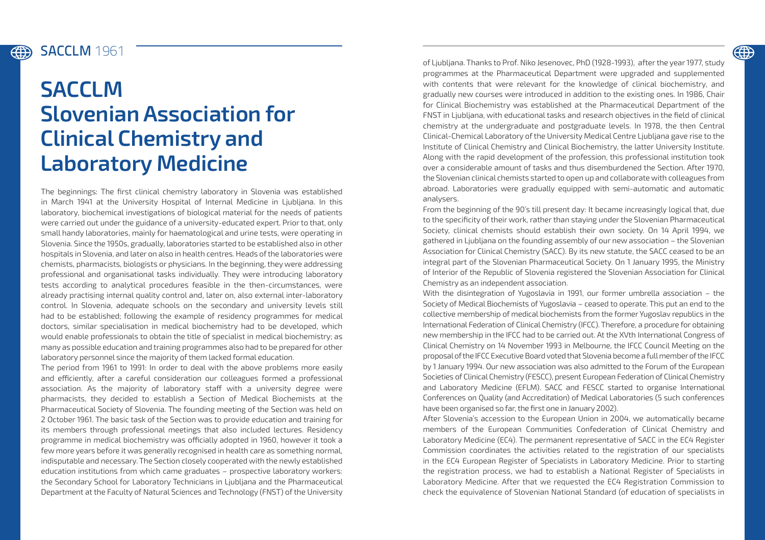# SACCLM
# Slovenian Association for Clinical Chemistry and Laboratory Medicine

The beginnings: The first clinical chemistry laboratory in Slovenia was established in March 1941 at the University Hospital of Internal Medicine in Ljubljana. In this laboratory, biochemical investigations of biological material for the needs of patients were carried out under the guidance of a university-educated expert. Prior to that, only small handy laboratories, mainly for haematological and urine tests, were operating in Slovenia. Since the 1950s, gradually, laboratories started to be established also in other hospitals in Slovenia, and later on also in health centres. Heads of the laboratories were chemists, pharmacists, biologists or physicians. In the beginning, they were addressing professional and organisational tasks individually. They were introducing laboratory tests according to analytical procedures feasible in the then-circumstances, were already practising internal quality control and, later on, also external inter-laboratory control. In Slovenia, adequate schools on the secondary and university levels still had to be established; following the example of residency programmes for medical doctors, similar specialisation in medical biochemistry had to be developed, which would enable professionals to obtain the title of specialist in medical biochemistry; as many as possible education and training programmes also had to be prepared for other laboratory personnel since the majority of them lacked formal education.

The period from 1961 to 1991: In order to deal with the above problems more easily and efficiently, after a careful consideration our colleagues formed a professional association. As the majority of laboratory staff with a university degree were pharmacists, they decided to establish a Section of Medical Biochemists at the Pharmaceutical Society of Slovenia. The founding meeting of the Section was held on 2 October 1961. The basic task of the Section was to provide education and training for its members through professional meetings that also included lectures. Residency programme in medical biochemistry was officially adopted in 1960, however it took a few more years before it was generally recognised in health care as something normal, indisputable and necessary. The Section closely cooperated with the newly established education institutions from which came graduates – prospective laboratory workers: the Secondary School for Laboratory Technicians in Ljubljana and the Pharmaceutical Department at the Faculty of Natural Sciences and Technology (FNST) of the University of Ljubljana. Thanks to Prof. Niko Jesenovec, PhD (1928-1993), after the year 1977, study programmes at the Pharmaceutical Department were upgraded and supplemented with contents that were relevant for the knowledge of clinical biochemistry, and gradually new courses were introduced in addition to the existing ones. In 1986, Chair for Clinical Biochemistry was established at the Pharmaceutical Department of the FNST in Ljubljana, with educational tasks and research objectives in the field of clinical chemistry at the undergraduate and postgraduate levels. In 1978, the then Central Clinical-Chemical Laboratory of the University Medical Centre Ljubljana gave rise to the Institute of Clinical Chemistry and Clinical Biochemistry, the latter University Institute. Along with the rapid development of the profession, this professional institution took over a considerable amount of tasks and thus disemburdened the Section. After 1970, the Slovenian clinical chemists started to open up and collaborate with colleagues from abroad. Laboratories were gradually equipped with semi-automatic and automatic analysers.

From the beginning of the 90's till present day: It became increasingly logical that, due to the specificity of their work, rather than staying under the Slovenian Pharmaceutical Society, clinical chemists should establish their own society. On 14 April 1994, we gathered in Ljubljana on the founding assembly of our new association – the Slovenian Association for Clinical Chemistry (SACC). By its new statute, the SACC ceased to be an integral part of the Slovenian Pharmaceutical Society. On 1 January 1995, the Ministry of Interior of the Republic of Slovenia registered the Slovenian Association for Clinical Chemistry as an independent association.

With the disintegration of Yugoslavia in 1991, our former umbrella association – the Society of Medical Biochemists of Yugoslavia – ceased to operate. This put an end to the collective membership of medical biochemists from the former Yugoslav republics in the International Federation of Clinical Chemistry (IFCC). Therefore, a procedure for obtaining new membership in the IFCC had to be carried out. At the XVth International Congress of Clinical Chemistry on 14 November 1993 in Melbourne, the IFCC Council Meeting on the proposal of the IFCC Executive Board voted that Slovenia become a full member of the IFCC by 1 January 1994. Our new association was also admitted to the Forum of the European Societies of Clinical Chemistry (FESCC), present European Federation of Clinical Chemistry and Laboratory Medicine (EFLM). SACC and FESCC started to organise International Conferences on Quality (and Accreditation) of Medical Laboratories (5 such conferences have been organised so far, the first one in January 2002).

After Slovenia's accession to the European Union in 2004, we automatically became members of the European Communities Confederation of Clinical Chemistry and Laboratory Medicine (EC4). The permanent representative of SACC in the EC4 Register Commission coordinates the activities related to the registration of our specialists in the EC4 European Register of Specialists in Laboratory Medicine. Prior to starting the registration process, we had to establish a National Register of Specialists in Laboratory Medicine. After that we requested the EC4 Registration Commission to check the equivalence of Slovenian National Standard (of education of specialists in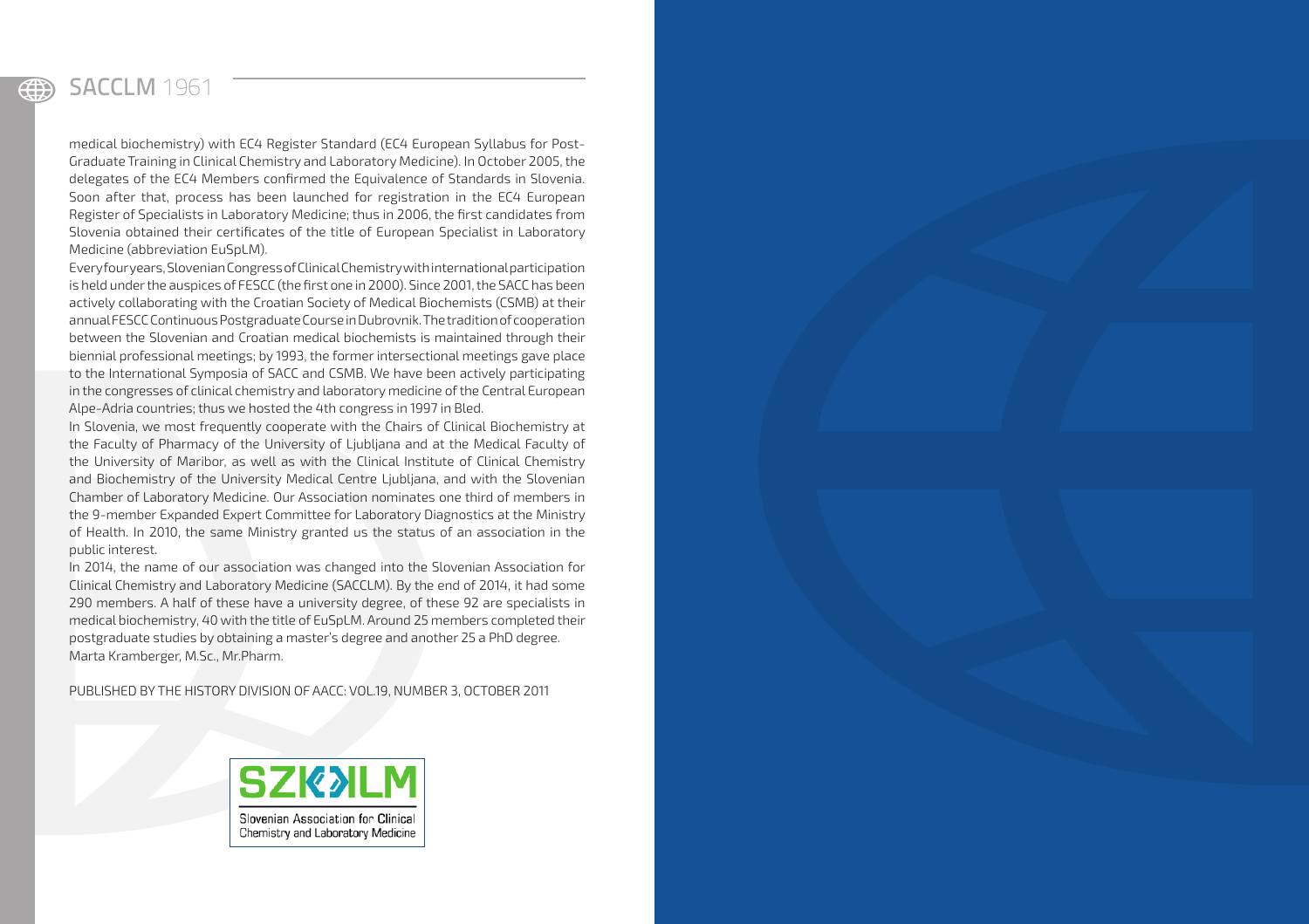medical biochemistry) with EC4 Register Standard (EC4 European Syllabus for Post-Graduate Training in Clinical Chemistry and Laboratory Medicine). In October 2005, the delegates of the EC4 Members confirmed the Equivalence of Standards in Slovenia. Soon after that, process has been launched for registration in the EC4 European Register of Specialists in Laboratory Medicine; thus in 2006, the first candidates from Slovenia obtained their certificates of the title of European Specialist in Laboratory Medicine (abbreviation EuSpLM).

Every four years, Slovenian Congress of Clinical Chemistry with international participation is held under the auspices of FESCC (the first one in 2000). Since 2001, the SACC has been actively collaborating with the Croatian Society of Medical Biochemists (CSMB) at their annual FESCC Continuous Postgraduate Course in Dubrovnik. The tradition of cooperation between the Slovenian and Croatian medical biochemists is maintained through their biennial professional meetings; by 1993, the former intersectional meetings gave place to the International Symposia of SACC and CSMB. We have been actively participating in the congresses of clinical chemistry and laboratory medicine of the Central European Alpe-Adria countries; thus we hosted the 4th congress in 1997 in Bled.

In Slovenia, we most frequently cooperate with the Chairs of Clinical Biochemistry at the Faculty of Pharmacy of the University of Ljubljana and at the Medical Faculty of the University of Maribor, as well as with the Clinical Institute of Clinical Chemistry and Biochemistry of the University Medical Centre Ljubljana, and with the Slovenian Chamber of Laboratory Medicine. Our Association nominates one third of members in the 9-member Expanded Expert Committee for Laboratory Diagnostics at the Ministry of Health. In 2010, the same Ministry granted us the status of an association in the public interest.

In 2014, the name of our association was changed into the Slovenian Association for Clinical Chemistry and Laboratory Medicine (SACCLM). By the end of 2014, it had some 290 members. A half of these have a university degree, of these 92 are specialists in medical biochemistry, 40 with the title of EuSpLM. Around 25 members completed their postgraduate studies by obtaining a master's degree and another 25 a PhD degree.

Marta Kramberger, M.Sc., Mr.Pharm.

PUBLISHED BY THE HISTORY DIVISION OF AACC: VOL.19, NUMBER 3, OCTOBER 2011

SZKKLM

Slovenian Association for Clinical Chemistry and Laboratory Medicine